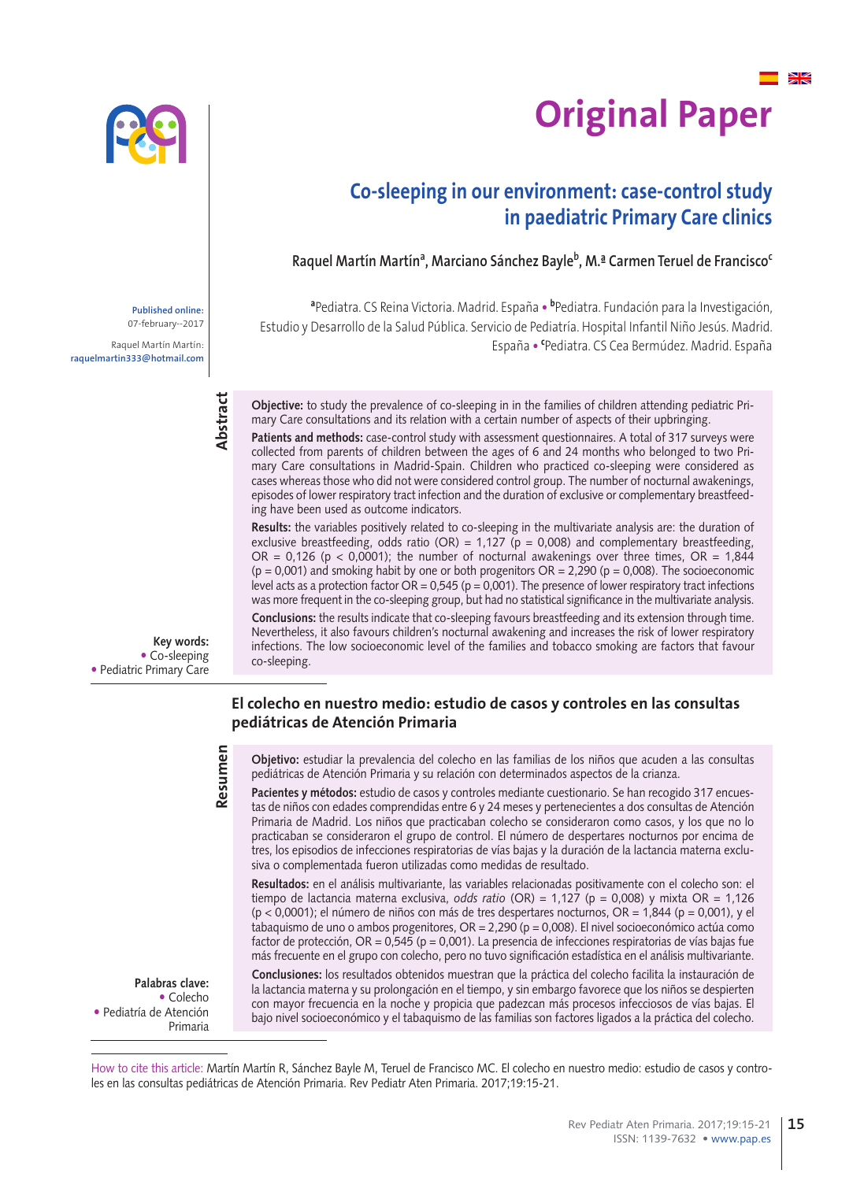# Original Paper

## Co-sleeping in our environment: case-control study in paediatric Primary Care clinics

**Raquel Martín Martín[a], Marciano Sánchez Bayle[b], M.ª Carmen Teruel de Francisco[c]**

[a]Pediatra. CS Reina Victoria. Madrid. España • [b]Pediatra. Fundación para la Investigación, Estudio y Desarrollo de la Salud Pública. Servicio de Pediatría. Hospital Infantil Niño Jesús. Madrid. España • [c]Pediatra. CS Cea Bermúdez. Madrid. España

**Published online:** 07-february--2017

Raquel Martín Martín: raquelmartin333@hotmail.com

### Abstract

**Objective:** to study the prevalence of co-sleeping in in the families of children attending pediatric Primary Care consultations and its relation with a certain number of aspects of their upbringing.

**Patients and methods:** case-control study with assessment questionnaires. A total of 317 surveys were collected from parents of children between the ages of 6 and 24 months who belonged to two Primary Care consultations in Madrid-Spain. Children who practiced co-sleeping were considered as cases whereas those who did not were considered control group. The number of nocturnal awakenings, episodes of lower respiratory tract infection and the duration of exclusive or complementary breastfeeding have been used as outcome indicators.

**Results:** the variables positively related to co-sleeping in the multivariate analysis are: the duration of exclusive breastfeeding, odds ratio (OR) = 1,127 (p = 0,008) and complementary breastfeeding, OR = 0,126 (p < 0,0001); the number of nocturnal awakenings over three times, OR = 1,844 (p = 0,001) and smoking habit by one or both progenitors OR = 2,290 (p = 0,008). The socioeconomic level acts as a protection factor OR = 0,545 (p = 0,001). The presence of lower respiratory tract infections was more frequent in the co-sleeping group, but had no statistical significance in the multivariate analysis.

**Conclusions:** the results indicate that co-sleeping favours breastfeeding and its extension through time. Nevertheless, it also favours children's nocturnal awakening and increases the risk of lower respiratory infections. The low socioeconomic level of the families and tobacco smoking are factors that favour co-sleeping.

**Key words:**
- Co-sleeping
- Pediatric Primary Care

## El colecho en nuestro medio: estudio de casos y controles en las consultas pediátricas de Atención Primaria

### Resumen

**Objetivo:** estudiar la prevalencia del colecho en las familias de los niños que acuden a las consultas pediátricas de Atención Primaria y su relación con determinados aspectos de la crianza.

**Pacientes y métodos:** estudio de casos y controles mediante cuestionario. Se han recogido 317 encuestas de niños con edades comprendidas entre 6 y 24 meses y pertenecientes a dos consultas de Atención Primaria de Madrid. Los niños que practicaban colecho se consideraron como casos, y los que no lo practicaban se consideraron el grupo de control. El número de despertares nocturnos por encima de tres, los episodios de infecciones respiratorias de vías bajas y la duración de la lactancia materna exclusiva o complementada fueron utilizadas como medidas de resultado.

**Resultados:** en el análisis multivariante, las variables relacionadas positivamente con el colecho son: el tiempo de lactancia materna exclusiva, *odds ratio* (OR) = 1,127 (p = 0,008) y mixta OR = 1,126 (p < 0,0001); el número de niños con más de tres despertares nocturnos, OR = 1,844 (p = 0,001), y el tabaquismo de uno o ambos progenitores, OR = 2,290 (p = 0,008). El nivel socioeconómico actúa como factor de protección, OR = 0,545 (p = 0,001). La presencia de infecciones respiratorias de vías bajas fue más frecuente en el grupo con colecho, pero no tuvo significación estadística en el análisis multivariante.

**Conclusiones:** los resultados obtenidos muestran que la práctica del colecho facilita la instauración de la lactancia materna y su prolongación en el tiempo, y sin embargo favorece que los niños se despierten con mayor frecuencia en la noche y propicia que padezcan más procesos infecciosos de vías bajas. El bajo nivel socioeconómico y el tabaquismo de las familias son factores ligados a la práctica del colecho.

**Palabras clave:**
- Colecho
- Pediatría de Atención Primaria

How to cite this article: Martín Martín R, Sánchez Bayle M, Teruel de Francisco MC. El colecho en nuestro medio: estudio de casos y controles en las consultas pediátricas de Atención Primaria. Rev Pediatr Aten Primaria. 2017;19:15-21.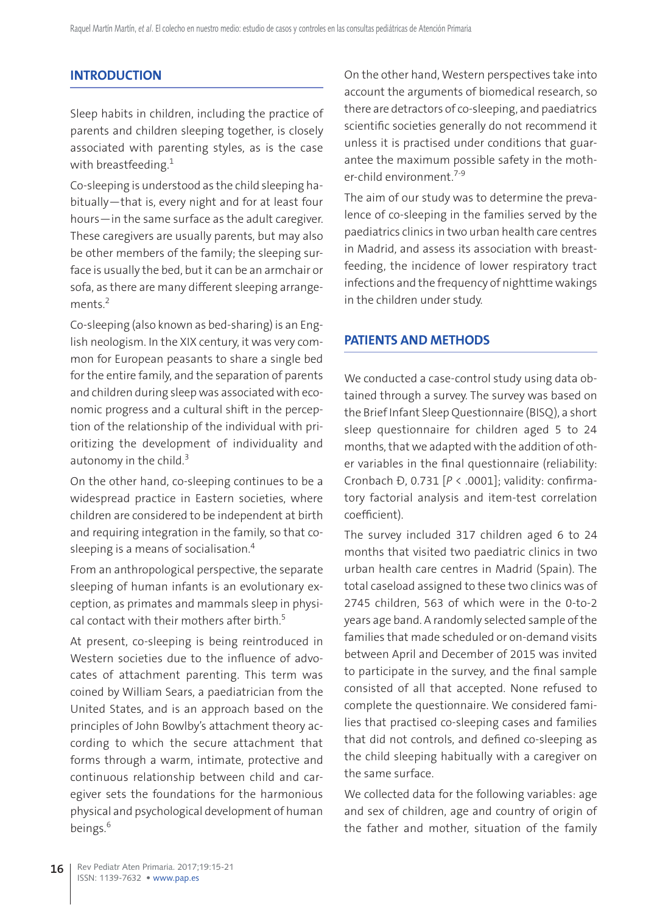## INTRODUCTION

Sleep habits in children, including the practice of parents and children sleeping together, is closely associated with parenting styles, as is the case with breastfeeding.[1]

Co-sleeping is understood as the child sleeping habitually—that is, every night and for at least four hours—in the same surface as the adult caregiver. These caregivers are usually parents, but may also be other members of the family; the sleeping surface is usually the bed, but it can be an armchair or sofa, as there are many different sleeping arrangements.[2]

Co-sleeping (also known as bed-sharing) is an English neologism. In the XIX century, it was very common for European peasants to share a single bed for the entire family, and the separation of parents and children during sleep was associated with economic progress and a cultural shift in the perception of the relationship of the individual with prioritizing the development of individuality and autonomy in the child.[3]

On the other hand, co-sleeping continues to be a widespread practice in Eastern societies, where children are considered to be independent at birth and requiring integration in the family, so that co-sleeping is a means of socialisation.[4]

From an anthropological perspective, the separate sleeping of human infants is an evolutionary exception, as primates and mammals sleep in physical contact with their mothers after birth.[5]

At present, co-sleeping is being reintroduced in Western societies due to the influence of advocates of attachment parenting. This term was coined by William Sears, a paediatrician from the United States, and is an approach based on the principles of John Bowlby's attachment theory according to which the secure attachment that forms through a warm, intimate, protective and continuous relationship between child and caregiver sets the foundations for the harmonious physical and psychological development of human beings.[6]

On the other hand, Western perspectives take into account the arguments of biomedical research, so there are detractors of co-sleeping, and paediatrics scientific societies generally do not recommend it unless it is practised under conditions that guarantee the maximum possible safety in the mother-child environment.[7-9]

The aim of our study was to determine the prevalence of co-sleeping in the families served by the paediatrics clinics in two urban health care centres in Madrid, and assess its association with breastfeeding, the incidence of lower respiratory tract infections and the frequency of nighttime wakings in the children under study.

## PATIENTS AND METHODS

We conducted a case-control study using data obtained through a survey. The survey was based on the Brief Infant Sleep Questionnaire (BISQ), a short sleep questionnaire for children aged 5 to 24 months, that we adapted with the addition of other variables in the final questionnaire (reliability: Cronbach Đ, 0.731 [$P < .0001$]; validity: confirmatory factorial analysis and item-test correlation coefficient).

The survey included 317 children aged 6 to 24 months that visited two paediatric clinics in two urban health care centres in Madrid (Spain). The total caseload assigned to these two clinics was of 2745 children, 563 of which were in the 0-to-2 years age band. A randomly selected sample of the families that made scheduled or on-demand visits between April and December of 2015 was invited to participate in the survey, and the final sample consisted of all that accepted. None refused to complete the questionnaire. We considered families that practised co-sleeping cases and families that did not controls, and defined co-sleeping as the child sleeping habitually with a caregiver on the same surface.

We collected data for the following variables: age and sex of children, age and country of origin of the father and mother, situation of the family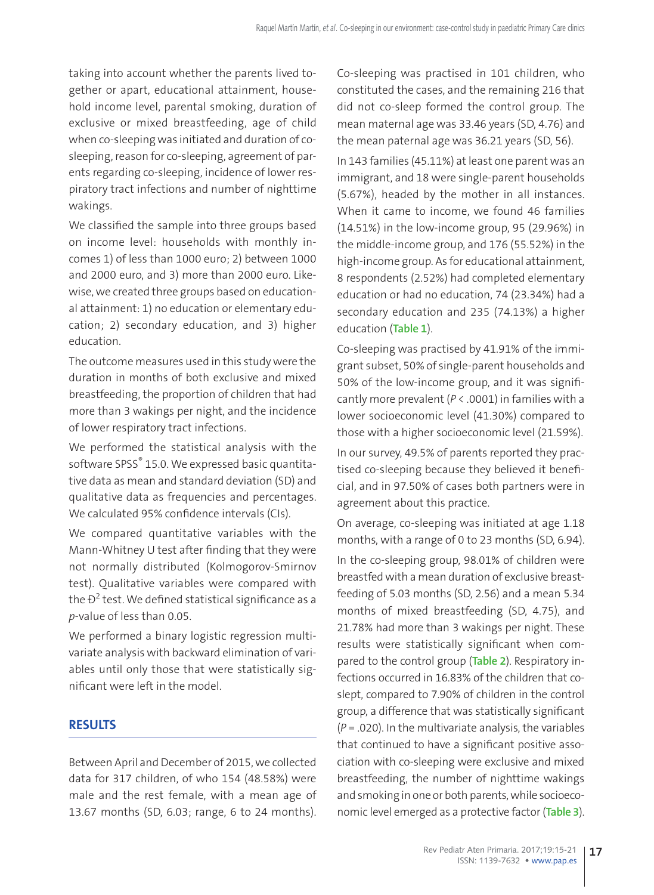taking into account whether the parents lived together or apart, educational attainment, household income level, parental smoking, duration of exclusive or mixed breastfeeding, age of child when co-sleeping was initiated and duration of co-sleeping, reason for co-sleeping, agreement of parents regarding co-sleeping, incidence of lower respiratory tract infections and number of nighttime wakings.

We classified the sample into three groups based on income level: households with monthly incomes 1) of less than 1000 euro; 2) between 1000 and 2000 euro, and 3) more than 2000 euro. Likewise, we created three groups based on educational attainment: 1) no education or elementary education; 2) secondary education, and 3) higher education.

The outcome measures used in this study were the duration in months of both exclusive and mixed breastfeeding, the proportion of children that had more than 3 wakings per night, and the incidence of lower respiratory tract infections.

We performed the statistical analysis with the software SPSS® 15.0. We expressed basic quantitative data as mean and standard deviation (SD) and qualitative data as frequencies and percentages. We calculated 95% confidence intervals (CIs).

We compared quantitative variables with the Mann-Whitney U test after finding that they were not normally distributed (Kolmogorov-Smirnov test). Qualitative variables were compared with the Đ$^2$ test. We defined statistical significance as a *p*-value of less than 0.05.

We performed a binary logistic regression multivariate analysis with backward elimination of variables until only those that were statistically significant were left in the model.

## RESULTS

Between April and December of 2015, we collected data for 317 children, of who 154 (48.58%) were male and the rest female, with a mean age of 13.67 months (SD, 6.03; range, 6 to 24 months). Co-sleeping was practised in 101 children, who constituted the cases, and the remaining 216 that did not co-sleep formed the control group. The mean maternal age was 33.46 years (SD, 4.76) and the mean paternal age was 36.21 years (SD, 56).

In 143 families (45.11%) at least one parent was an immigrant, and 18 were single-parent households (5.67%), headed by the mother in all instances. When it came to income, we found 46 families (14.51%) in the low-income group, 95 (29.96%) in the middle-income group, and 176 (55.52%) in the high-income group. As for educational attainment, 8 respondents (2.52%) had completed elementary education or had no education, 74 (23.34%) had a secondary education and 235 (74.13%) a higher education (**Table 1**).

Co-sleeping was practised by 41.91% of the immigrant subset, 50% of single-parent households and 50% of the low-income group, and it was significantly more prevalent ($P < .0001$) in families with a lower socioeconomic level (41.30%) compared to those with a higher socioeconomic level (21.59%).

In our survey, 49.5% of parents reported they practised co-sleeping because they believed it beneficial, and in 97.50% of cases both partners were in agreement about this practice.

On average, co-sleeping was initiated at age 1.18 months, with a range of 0 to 23 months (SD, 6.94).

In the co-sleeping group, 98.01% of children were breastfed with a mean duration of exclusive breastfeeding of 5.03 months (SD, 2.56) and a mean 5.34 months of mixed breastfeeding (SD, 4.75), and 21.78% had more than 3 wakings per night. These results were statistically significant when compared to the control group (**Table 2**). Respiratory infections occurred in 16.83% of the children that co-slept, compared to 7.90% of children in the control group, a difference that was statistically significant ($P = .020$). In the multivariate analysis, the variables that continued to have a significant positive association with co-sleeping were exclusive and mixed breastfeeding, the number of nighttime wakings and smoking in one or both parents, while socioeconomic level emerged as a protective factor (**Table 3**).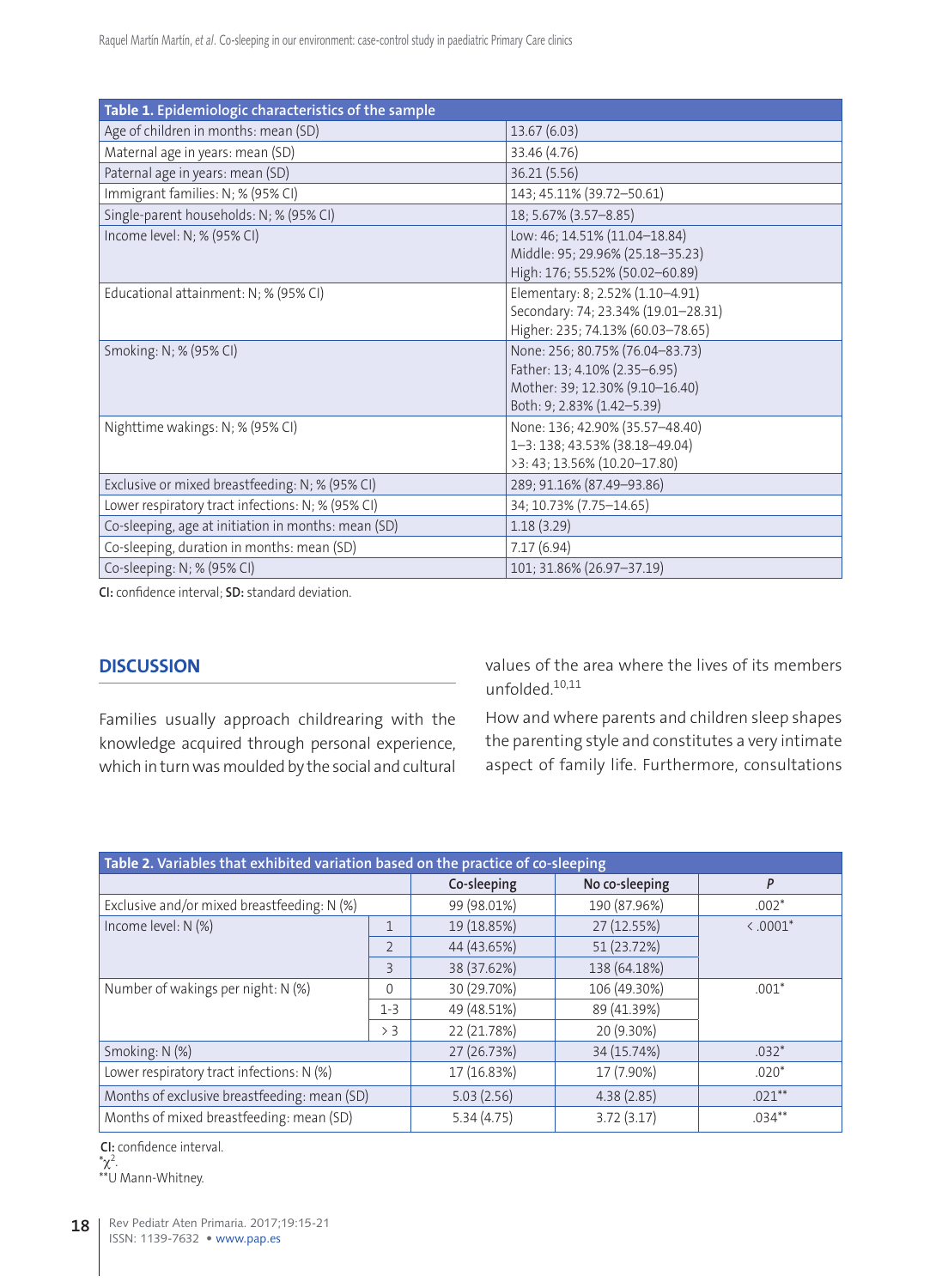| Table 1. Epidemiologic characteristics of the sample | |
|---|---|
| Age of children in months: mean (SD) | 13.67 (6.03) |
| Maternal age in years: mean (SD) | 33.46 (4.76) |
| Paternal age in years: mean (SD) | 36.21 (5.56) |
| Immigrant families: N; % (95% CI) | 143; 45.11% (39.72–50.61) |
| Single-parent households: N; % (95% CI) | 18; 5.67% (3.57–8.85) |
| Income level: N; % (95% CI) | Low: 46; 14.51% (11.04–18.84)<br>Middle: 95; 29.96% (25.18–35.23)<br>High: 176; 55.52% (50.02–60.89) |
| Educational attainment: N; % (95% CI) | Elementary: 8; 2.52% (1.10–4.91)<br>Secondary: 74; 23.34% (19.01–28.31)<br>Higher: 235; 74.13% (60.03–78.65) |
| Smoking: N; % (95% CI) | None: 256; 80.75% (76.04–83.73)<br>Father: 13; 4.10% (2.35–6.95)<br>Mother: 39; 12.30% (9.10–16.40)<br>Both: 9; 2.83% (1.42–5.39) |
| Nighttime wakings: N; % (95% CI) | None: 136; 42.90% (35.57–48.40)<br>1–3: 138; 43.53% (38.18–49.04)<br>>3: 43; 13.56% (10.20–17.80) |
| Exclusive or mixed breastfeeding: N; % (95% CI) | 289; 91.16% (87.49–93.86) |
| Lower respiratory tract infections: N; % (95% CI) | 34; 10.73% (7.75–14.65) |
| Co-sleeping, age at initiation in months: mean (SD) | 1.18 (3.29) |
| Co-sleeping, duration in months: mean (SD) | 7.17 (6.94) |
| Co-sleeping: N; % (95% CI) | 101; 31.86% (26.97–37.19) |

**CI:** confidence interval; **SD:** standard deviation.

## DISCUSSION

Families usually approach childrearing with the knowledge acquired through personal experience, which in turn was moulded by the social and cultural values of the area where the lives of its members unfolded.[10,11]

How and where parents and children sleep shapes the parenting style and constitutes a very intimate aspect of family life. Furthermore, consultations

| Table 2. Variables that exhibited variation based on the practice of co-sleeping | | | | |
|---|---|---|---|---|
| | | Co-sleeping | No co-sleeping | P |
| Exclusive and/or mixed breastfeeding: N (%) | | 99 (98.01%) | 190 (87.96%) | .002* |
| Income level: N (%) | 1 | 19 (18.85%) | 27 (12.55%) | < .0001* |
| | 2 | 44 (43.65%) | 51 (23.72%) | |
| | 3 | 38 (37.62%) | 138 (64.18%) | |
| Number of wakings per night: N (%) | 0 | 30 (29.70%) | 106 (49.30%) | .001* |
| | 1-3 | 49 (48.51%) | 89 (41.39%) | |
| | > 3 | 22 (21.78%) | 20 (9.30%) | |
| Smoking: N (%) | | 27 (26.73%) | 34 (15.74%) | .032* |
| Lower respiratory tract infections: N (%) | | 17 (16.83%) | 17 (7.90%) | .020* |
| Months of exclusive breastfeeding: mean (SD) | | 5.03 (2.56) | 4.38 (2.85) | .021** |
| Months of mixed breastfeeding: mean (SD) | | 5.34 (4.75) | 3.72 (3.17) | .034** |

**CI:** confidence interval.
*$\chi^2$.
**U Mann-Whitney.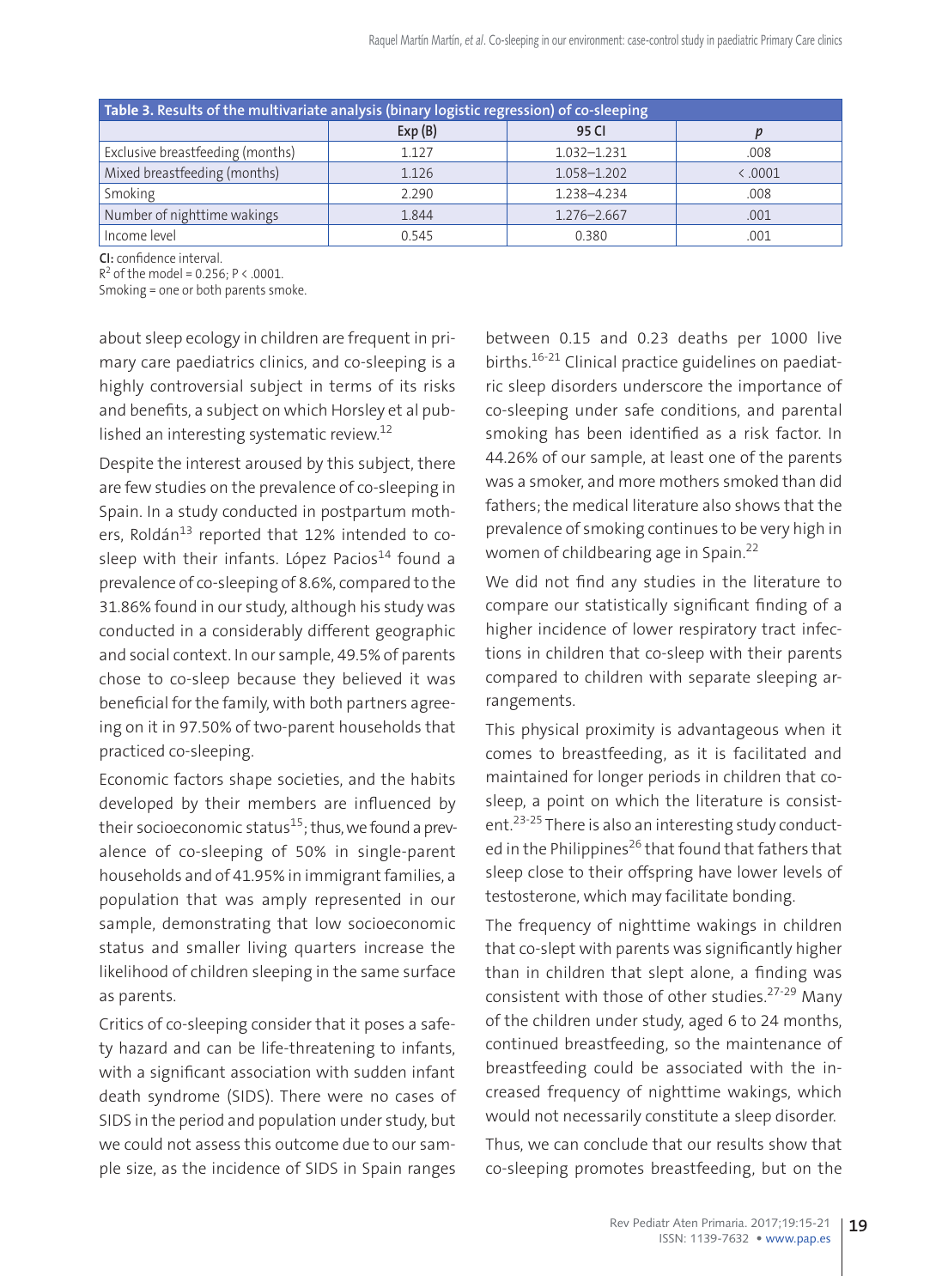**Table 3. Results of the multivariate analysis (binary logistic regression) of co-sleeping**

| | Exp (B) | 95 CI | *p* |
|---|---|---|---|
| Exclusive breastfeeding (months) | 1.127 | 1.032–1.231 | .008 |
| Mixed breastfeeding (months) | 1.126 | 1.058–1.202 | < .0001 |
| Smoking | 2.290 | 1.238–4.234 | .008 |
| Number of nighttime wakings | 1.844 | 1.276–2.667 | .001 |
| Income level | 0.545 | 0.380 | .001 |

**CI:** confidence interval.
$R^2$ of the model = 0.256; $P < .0001$.
Smoking = one or both parents smoke.

about sleep ecology in children are frequent in primary care paediatrics clinics, and co-sleeping is a highly controversial subject in terms of its risks and benefits, a subject on which Horsley et al published an interesting systematic review.[12]

Despite the interest aroused by this subject, there are few studies on the prevalence of co-sleeping in Spain. In a study conducted in postpartum mothers, Roldán[13] reported that 12% intended to co-sleep with their infants. López Pacios[14] found a prevalence of co-sleeping of 8.6%, compared to the 31.86% found in our study, although his study was conducted in a considerably different geographic and social context. In our sample, 49.5% of parents chose to co-sleep because they believed it was beneficial for the family, with both partners agreeing on it in 97.50% of two-parent households that practiced co-sleeping.

Economic factors shape societies, and the habits developed by their members are influenced by their socioeconomic status[15]; thus, we found a prevalence of co-sleeping of 50% in single-parent households and of 41.95% in immigrant families, a population that was amply represented in our sample, demonstrating that low socioeconomic status and smaller living quarters increase the likelihood of children sleeping in the same surface as parents.

Critics of co-sleeping consider that it poses a safety hazard and can be life-threatening to infants, with a significant association with sudden infant death syndrome (SIDS). There were no cases of SIDS in the period and population under study, but we could not assess this outcome due to our sample size, as the incidence of SIDS in Spain ranges between 0.15 and 0.23 deaths per 1000 live births.[16-21] Clinical practice guidelines on paediatric sleep disorders underscore the importance of co-sleeping under safe conditions, and parental smoking has been identified as a risk factor. In 44.26% of our sample, at least one of the parents was a smoker, and more mothers smoked than did fathers; the medical literature also shows that the prevalence of smoking continues to be very high in women of childbearing age in Spain.[22]

We did not find any studies in the literature to compare our statistically significant finding of a higher incidence of lower respiratory tract infections in children that co-sleep with their parents compared to children with separate sleeping arrangements.

This physical proximity is advantageous when it comes to breastfeeding, as it is facilitated and maintained for longer periods in children that co-sleep, a point on which the literature is consistent.[23-25] There is also an interesting study conducted in the Philippines[26] that found that fathers that sleep close to their offspring have lower levels of testosterone, which may facilitate bonding.

The frequency of nighttime wakings in children that co-slept with parents was significantly higher than in children that slept alone, a finding was consistent with those of other studies.[27-29] Many of the children under study, aged 6 to 24 months, continued breastfeeding, so the maintenance of breastfeeding could be associated with the increased frequency of nighttime wakings, which would not necessarily constitute a sleep disorder.

Thus, we can conclude that our results show that co-sleeping promotes breastfeeding, but on the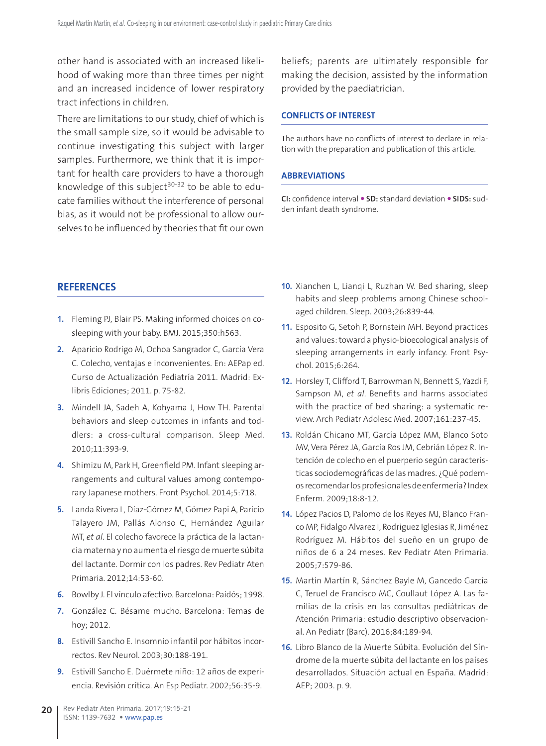other hand is associated with an increased likelihood of waking more than three times per night and an increased incidence of lower respiratory tract infections in children.

There are limitations to our study, chief of which is the small sample size, so it would be advisable to continue investigating this subject with larger samples. Furthermore, we think that it is important for health care providers to have a thorough knowledge of this subject[30-32] to be able to educate families without the interference of personal bias, as it would not be professional to allow ourselves to be influenced by theories that fit our own beliefs; parents are ultimately responsible for making the decision, assisted by the information provided by the paediatrician.

## CONFLICTS OF INTEREST

The authors have no conflicts of interest to declare in relation with the preparation and publication of this article.

## ABBREVIATIONS

**CI:** confidence interval • **SD:** standard deviation • **SIDS:** sudden infant death syndrome.

## REFERENCES

1. Fleming PJ, Blair PS. Making informed choices on co-sleeping with your baby. BMJ. 2015;350:h563.
2. Aparicio Rodrigo M, Ochoa Sangrador C, García Vera C. Colecho, ventajas e inconvenientes. En: AEPap ed. Curso de Actualización Pediatría 2011. Madrid: Exlibris Ediciones; 2011. p. 75-82.
3. Mindell JA, Sadeh A, Kohyama J, How TH. Parental behaviors and sleep outcomes in infants and toddlers: a cross-cultural comparison. Sleep Med. 2010;11:393-9.
4. Shimizu M, Park H, Greenfield PM. Infant sleeping arrangements and cultural values among contemporary Japanese mothers. Front Psychol. 2014;5:718.
5. Landa Rivera L, Díaz-Gómez M, Gómez Papi A, Paricio Talayero JM, Pallás Alonso C, Hernández Aguilar MT, *et al*. El colecho favorece la práctica de la lactancia materna y no aumenta el riesgo de muerte súbita del lactante. Dormir con los padres. Rev Pediatr Aten Primaria. 2012;14:53-60.
6. Bowlby J. El vínculo afectivo. Barcelona: Paidós; 1998.
7. González C. Bésame mucho. Barcelona: Temas de hoy; 2012.
8. Estivill Sancho E. Insomnio infantil por hábitos incorrectos. Rev Neurol. 2003;30:188-191.
9. Estivill Sancho E. Duérmete niño: 12 años de experiencia. Revisión crítica. An Esp Pediatr. 2002;56:35-9.
10. Xianchen L, Lianqi L, Ruzhan W. Bed sharing, sleep habits and sleep problems among Chinese school-aged children. Sleep. 2003;26:839-44.
11. Esposito G, Setoh P, Bornstein MH. Beyond practices and values: toward a physio-bioecological analysis of sleeping arrangements in early infancy. Front Psychol. 2015;6:264.
12. Horsley T, Clifford T, Barrowman N, Bennett S, Yazdi F, Sampson M, *et al*. Benefits and harms associated with the practice of bed sharing: a systematic review. Arch Pediatr Adolesc Med. 2007;161:237-45.
13. Roldán Chicano MT, García López MM, Blanco Soto MV, Vera Pérez JA, García Ros JM, Cebrián López R. Intención de colecho en el puerperio según características sociodemográficas de las madres. ¿Qué podemos recomendar los profesionales de enfermería? Index Enferm. 2009;18:8-12.
14. López Pacios D, Palomo de los Reyes MJ, Blanco Franco MP, Fidalgo Alvarez I, Rodriguez Iglesias R, Jiménez Rodríguez M. Hábitos del sueño en un grupo de niños de 6 a 24 meses. Rev Pediatr Aten Primaria. 2005;7:579-86.
15. Martín Martín R, Sánchez Bayle M, Gancedo García C, Teruel de Francisco MC, Coullaut López A. Las familias de la crisis en las consultas pediátricas de Atención Primaria: estudio descriptivo observacional. An Pediatr (Barc). 2016;84:189-94.
16. Libro Blanco de la Muerte Súbita. Evolución del Síndrome de la muerte súbita del lactante en los países desarrollados. Situación actual en España. Madrid: AEP; 2003. p. 9.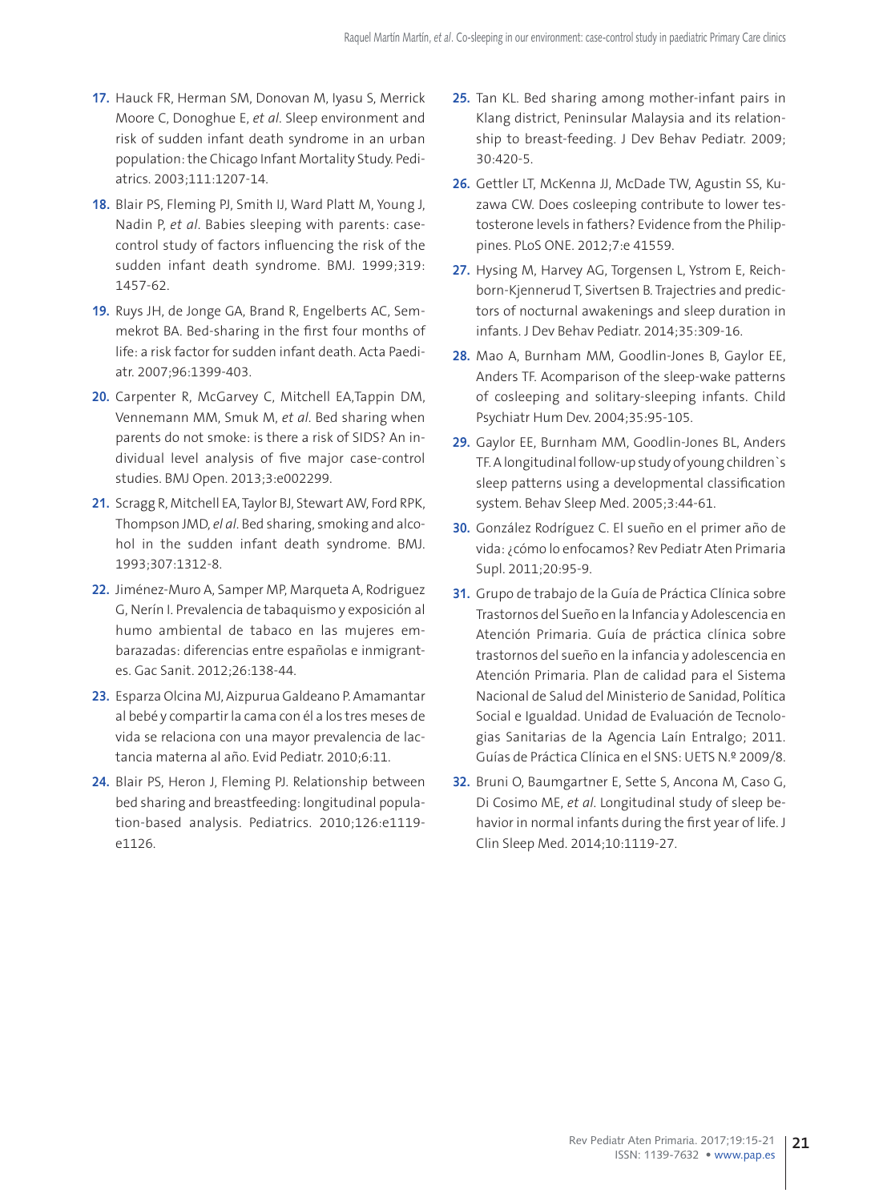17. Hauck FR, Herman SM, Donovan M, Iyasu S, Merrick Moore C, Donoghue E, *et al*. Sleep environment and risk of sudden infant death syndrome in an urban population: the Chicago Infant Mortality Study. Pediatrics. 2003;111:1207-14.

18. Blair PS, Fleming PJ, Smith IJ, Ward Platt M, Young J, Nadin P, *et al*. Babies sleeping with parents: case-control study of factors influencing the risk of the sudden infant death syndrome. BMJ. 1999;319: 1457-62.

19. Ruys JH, de Jonge GA, Brand R, Engelberts AC, Semmekrot BA. Bed-sharing in the first four months of life: a risk factor for sudden infant death. Acta Paediatr. 2007;96:1399-403.

20. Carpenter R, McGarvey C, Mitchell EA,Tappin DM, Vennemann MM, Smuk M, *et al*. Bed sharing when parents do not smoke: is there a risk of SIDS? An individual level analysis of five major case-control studies. BMJ Open. 2013;3:e002299.

21. Scragg R, Mitchell EA, Taylor BJ, Stewart AW, Ford RPK, Thompson JMD, *el al*. Bed sharing, smoking and alcohol in the sudden infant death syndrome. BMJ. 1993;307:1312-8.

22. Jiménez-Muro A, Samper MP, Marqueta A, Rodriguez G, Nerín I. Prevalencia de tabaquismo y exposición al humo ambiental de tabaco en las mujeres embarazadas: diferencias entre españolas e inmigrantes. Gac Sanit. 2012;26:138-44.

23. Esparza Olcina MJ, Aizpurua Galdeano P. Amamantar al bebé y compartir la cama con él a los tres meses de vida se relaciona con una mayor prevalencia de lactancia materna al año. Evid Pediatr. 2010;6:11.

24. Blair PS, Heron J, Fleming PJ. Relationship between bed sharing and breastfeeding: longitudinal population-based analysis. Pediatrics. 2010;126:e1119-e1126.

25. Tan KL. Bed sharing among mother-infant pairs in Klang district, Peninsular Malaysia and its relationship to breast-feeding. J Dev Behav Pediatr. 2009; 30:420-5.

26. Gettler LT, McKenna JJ, McDade TW, Agustin SS, Kuzawa CW. Does cosleeping contribute to lower testosterone levels in fathers? Evidence from the Philippines. PLoS ONE. 2012;7:e 41559.

27. Hysing M, Harvey AG, Torgensen L, Ystrom E, Reichborn-Kjennerud T, Sivertsen B. Trajectries and predictors of nocturnal awakenings and sleep duration in infants. J Dev Behav Pediatr. 2014;35:309-16.

28. Mao A, Burnham MM, Goodlin-Jones B, Gaylor EE, Anders TF. Acomparison of the sleep-wake patterns of cosleeping and solitary-sleeping infants. Child Psychiatr Hum Dev. 2004;35:95-105.

29. Gaylor EE, Burnham MM, Goodlin-Jones BL, Anders TF. A longitudinal follow-up study of young children`s sleep patterns using a developmental classification system. Behav Sleep Med. 2005;3:44-61.

30. González Rodríguez C. El sueño en el primer año de vida: ¿cómo lo enfocamos? Rev Pediatr Aten Primaria Supl. 2011;20:95-9.

31. Grupo de trabajo de la Guía de Práctica Clínica sobre Trastornos del Sueño en la Infancia y Adolescencia en Atención Primaria. Guía de práctica clínica sobre trastornos del sueño en la infancia y adolescencia en Atención Primaria. Plan de calidad para el Sistema Nacional de Salud del Ministerio de Sanidad, Política Social e Igualdad. Unidad de Evaluación de Tecnologías Sanitarias de la Agencia Laín Entralgo; 2011. Guías de Práctica Clínica en el SNS: UETS N.º 2009/8.

32. Bruni O, Baumgartner E, Sette S, Ancona M, Caso G, Di Cosimo ME, *et al*. Longitudinal study of sleep behavior in normal infants during the first year of life. J Clin Sleep Med. 2014;10:1119-27.